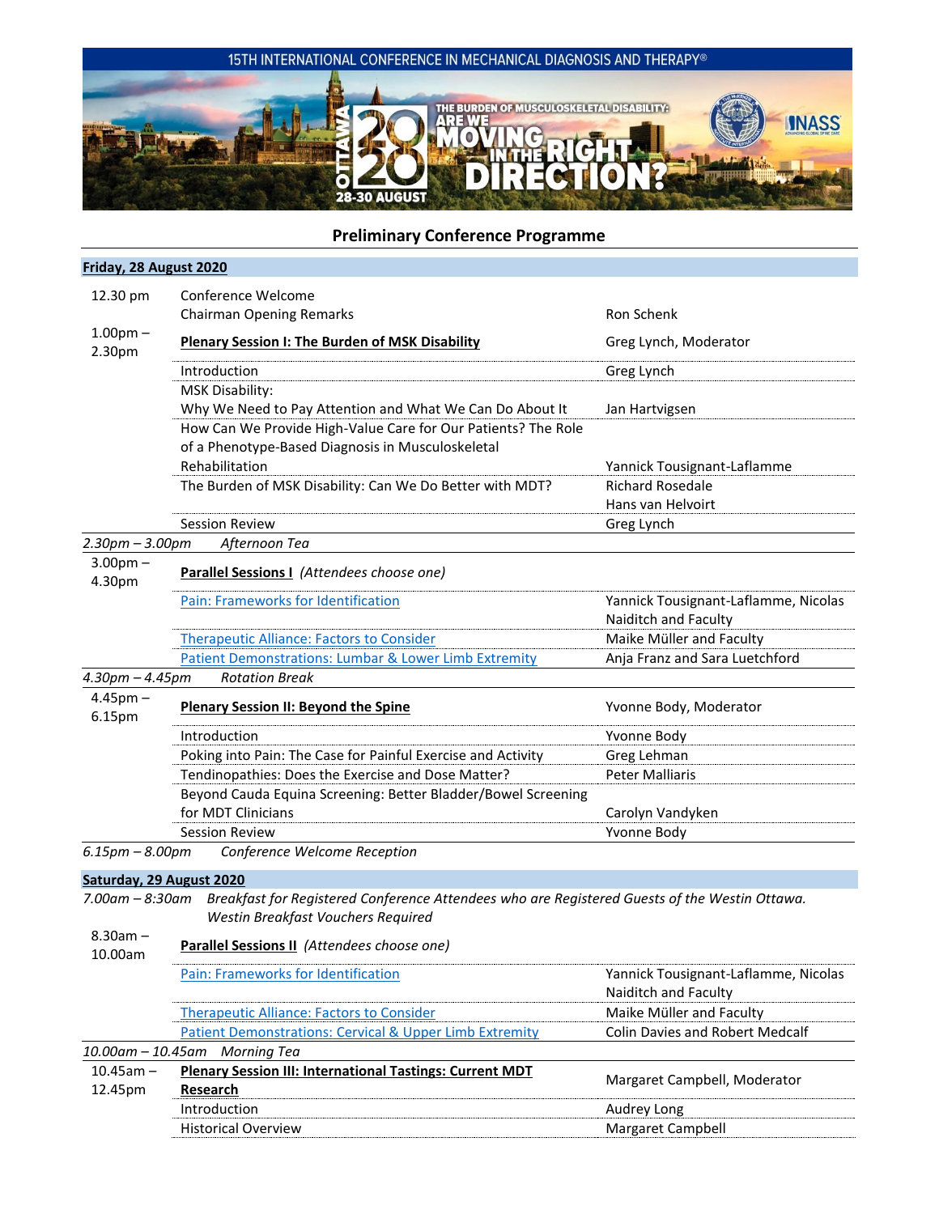15TH INTERNATIONAL CONFERENCE IN MECHANICAL DIAGNOSIS AND THERAPY®

OTTAWA 2020 28-30 AUGUST

THE BURDEN OF MUSCULOSKELETAL DISABILITY: ARE WE MOVING IN THE RIGHT DIRECTION?

## Preliminary Conference Programme

### Friday, 28 August 2020

| Time | Session | Presenter |
|---|---|---|
| 12.30 pm | Conference Welcome | |
| | Chairman Opening Remarks | Ron Schenk |
| 1.00pm – 2.30pm | **Plenary Session I: The Burden of MSK Disability** | Greg Lynch, Moderator |
| | Introduction | Greg Lynch |
| | MSK Disability: Why We Need to Pay Attention and What We Can Do About It | Jan Hartvigsen |
| | How Can We Provide High-Value Care for Our Patients? The Role of a Phenotype-Based Diagnosis in Musculoskeletal Rehabilitation | Yannick Tousignant-Laflamme |
| | The Burden of MSK Disability: Can We Do Better with MDT? | Richard Rosedale, Hans van Helvoirt |
| | Session Review | Greg Lynch |
| *2.30pm – 3.00pm* | *Afternoon Tea* | |
| 3.00pm – 4.30pm | **Parallel Sessions I** *(Attendees choose one)* | |
| | Pain: Frameworks for Identification | Yannick Tousignant-Laflamme, Nicolas Naiditch and Faculty |
| | Therapeutic Alliance: Factors to Consider | Maike Müller and Faculty |
| | Patient Demonstrations: Lumbar & Lower Limb Extremity | Anja Franz and Sara Luetchford |
| *4.30pm – 4.45pm* | *Rotation Break* | |
| 4.45pm – 6.15pm | **Plenary Session II: Beyond the Spine** | Yvonne Body, Moderator |
| | Introduction | Yvonne Body |
| | Poking into Pain: The Case for Painful Exercise and Activity | Greg Lehman |
| | Tendinopathies: Does the Exercise and Dose Matter? | Peter Malliaris |
| | Beyond Cauda Equina Screening: Better Bladder/Bowel Screening for MDT Clinicians | Carolyn Vandyken |
| | Session Review | Yvonne Body |
| *6.15pm – 8.00pm* | *Conference Welcome Reception* | |

### Saturday, 29 August 2020

| Time | Session | Presenter |
|---|---|---|
| *7.00am – 8:30am* | *Breakfast for Registered Conference Attendees who are Registered Guests of the Westin Ottawa. Westin Breakfast Vouchers Required* | |
| 8.30am – 10.00am | **Parallel Sessions II** *(Attendees choose one)* | |
| | Pain: Frameworks for Identification | Yannick Tousignant-Laflamme, Nicolas Naiditch and Faculty |
| | Therapeutic Alliance: Factors to Consider | Maike Müller and Faculty |
| | Patient Demonstrations: Cervical & Upper Limb Extremity | Colin Davies and Robert Medcalf |
| *10.00am – 10.45am* | *Morning Tea* | |
| 10.45am – 12.45pm | **Plenary Session III: International Tastings: Current MDT Research** | Margaret Campbell, Moderator |
| | Introduction | Audrey Long |
| | Historical Overview | Margaret Campbell |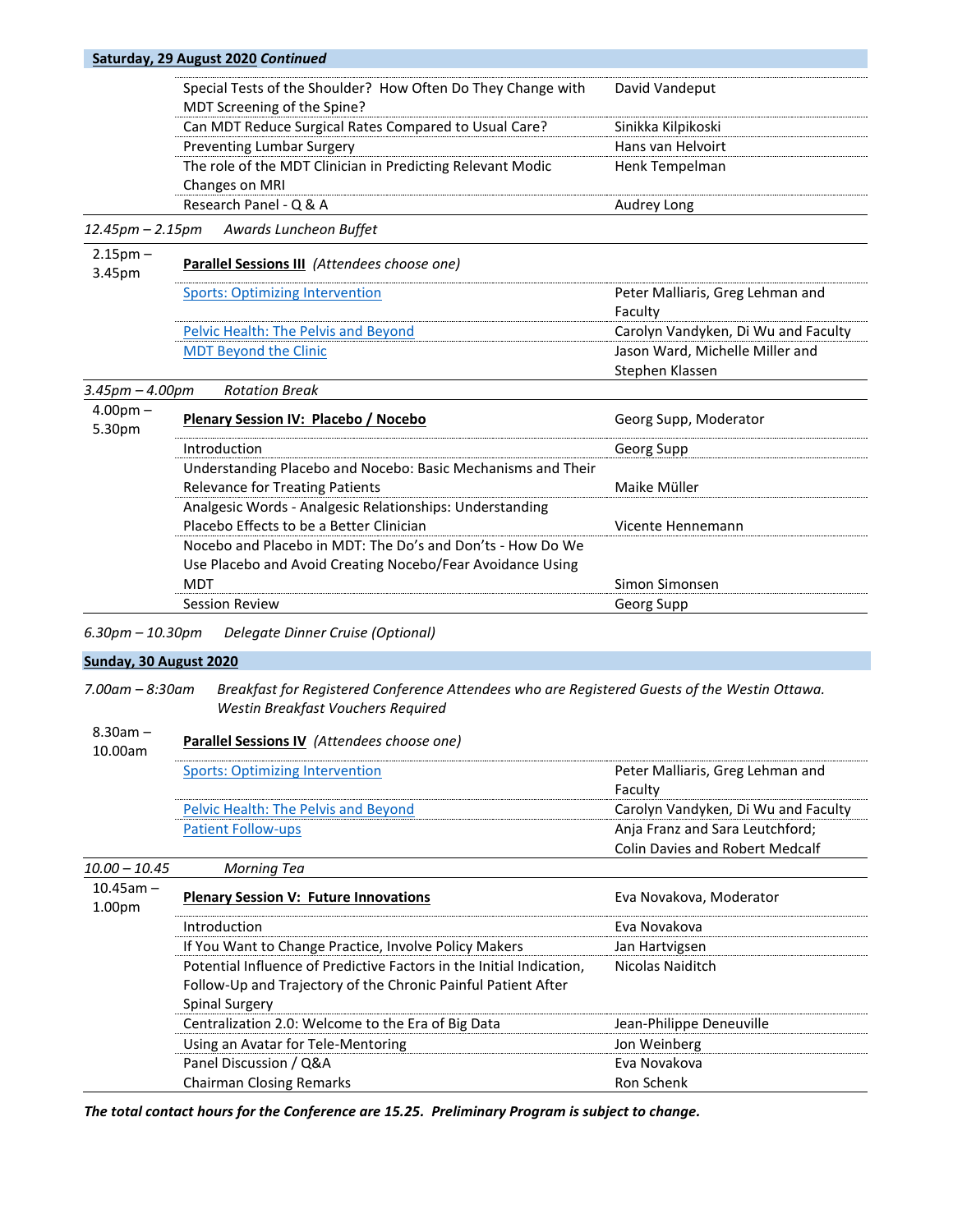**Saturday, 29 August 2020** ***Continued***

| Time | Session | Presenter |
|---|---|---|
| | Special Tests of the Shoulder? How Often Do They Change with MDT Screening of the Spine? | David Vandeput |
| | Can MDT Reduce Surgical Rates Compared to Usual Care? | Sinikka Kilpikoski |
| | Preventing Lumbar Surgery | Hans van Helvoirt |
| | The role of the MDT Clinician in Predicting Relevant Modic Changes on MRI | Henk Tempelman |
| | Research Panel - Q & A | Audrey Long |
| *12.45pm – 2.15pm* | *Awards Luncheon Buffet* | |
| 2.15pm – 3.45pm | **Parallel Sessions III** *(Attendees choose one)* | |
| | Sports: Optimizing Intervention | Peter Malliaris, Greg Lehman and Faculty |
| | Pelvic Health: The Pelvis and Beyond | Carolyn Vandyken, Di Wu and Faculty |
| | MDT Beyond the Clinic | Jason Ward, Michelle Miller and Stephen Klassen |
| *3.45pm – 4.00pm* | *Rotation Break* | |
| 4.00pm – 5.30pm | **Plenary Session IV: Placebo / Nocebo** | Georg Supp, Moderator |
| | Introduction | Georg Supp |
| | Understanding Placebo and Nocebo: Basic Mechanisms and Their Relevance for Treating Patients | Maike Müller |
| | Analgesic Words - Analgesic Relationships: Understanding Placebo Effects to be a Better Clinician | Vicente Hennemann |
| | Nocebo and Placebo in MDT: The Do's and Don'ts - How Do We Use Placebo and Avoid Creating Nocebo/Fear Avoidance Using MDT | Simon Simonsen |
| | Session Review | Georg Supp |

*6.30pm – 10.30pm* *Delegate Dinner Cruise (Optional)*

**Sunday, 30 August 2020**

*7.00am – 8:30am* *Breakfast for Registered Conference Attendees who are Registered Guests of the Westin Ottawa. Westin Breakfast Vouchers Required*

| Time | Session | Presenter |
|---|---|---|
| 8.30am – 10.00am | **Parallel Sessions IV** *(Attendees choose one)* | |
| | Sports: Optimizing Intervention | Peter Malliaris, Greg Lehman and Faculty |
| | Pelvic Health: The Pelvis and Beyond | Carolyn Vandyken, Di Wu and Faculty |
| | Patient Follow-ups | Anja Franz and Sara Leutchford; Colin Davies and Robert Medcalf |
| *10.00 – 10.45* | *Morning Tea* | |
| 10.45am – 1.00pm | **Plenary Session V: Future Innovations** | Eva Novakova, Moderator |
| | Introduction | Eva Novakova |
| | If You Want to Change Practice, Involve Policy Makers | Jan Hartvigsen |
| | Potential Influence of Predictive Factors in the Initial Indication, Follow-Up and Trajectory of the Chronic Painful Patient After Spinal Surgery | Nicolas Naiditch |
| | Centralization 2.0: Welcome to the Era of Big Data | Jean-Philippe Deneuville |
| | Using an Avatar for Tele-Mentoring | Jon Weinberg |
| | Panel Discussion / Q&A | Eva Novakova |
| | Chairman Closing Remarks | Ron Schenk |

***The total contact hours for the Conference are 15.25. Preliminary Program is subject to change.***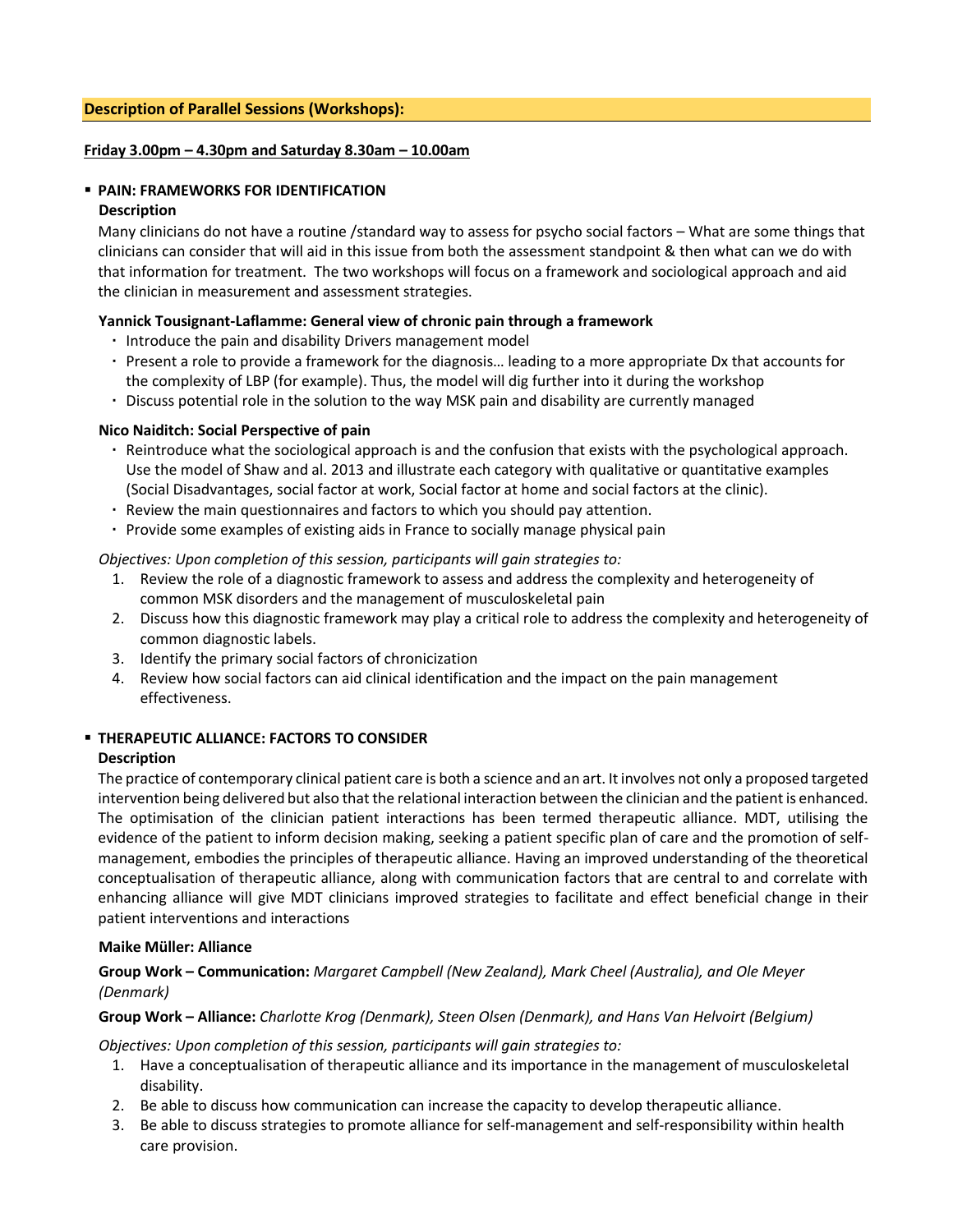## Description of Parallel Sessions (Workshops):

**Friday 3.00pm – 4.30pm and Saturday 8.30am – 10.00am**

- **PAIN: FRAMEWORKS FOR IDENTIFICATION**

  **Description**

  Many clinicians do not have a routine /standard way to assess for psycho social factors – What are some things that clinicians can consider that will aid in this issue from both the assessment standpoint & then what can we do with that information for treatment. The two workshops will focus on a framework and sociological approach and aid the clinician in measurement and assessment strategies.

  **Yannick Tousignant-Laflamme: General view of chronic pain through a framework**

  - Introduce the pain and disability Drivers management model
  - Present a role to provide a framework for the diagnosis… leading to a more appropriate Dx that accounts for the complexity of LBP (for example). Thus, the model will dig further into it during the workshop
  - Discuss potential role in the solution to the way MSK pain and disability are currently managed

  **Nico Naiditch: Social Perspective of pain**

  - Reintroduce what the sociological approach is and the confusion that exists with the psychological approach. Use the model of Shaw and al. 2013 and illustrate each category with qualitative or quantitative examples (Social Disadvantages, social factor at work, Social factor at home and social factors at the clinic).
  - Review the main questionnaires and factors to which you should pay attention.
  - Provide some examples of existing aids in France to socially manage physical pain

  *Objectives: Upon completion of this session, participants will gain strategies to:*

  1. Review the role of a diagnostic framework to assess and address the complexity and heterogeneity of common MSK disorders and the management of musculoskeletal pain
  2. Discuss how this diagnostic framework may play a critical role to address the complexity and heterogeneity of common diagnostic labels.
  3. Identify the primary social factors of chronicization
  4. Review how social factors can aid clinical identification and the impact on the pain management effectiveness.

- **THERAPEUTIC ALLIANCE: FACTORS TO CONSIDER**

  **Description**

  The practice of contemporary clinical patient care is both a science and an art. It involves not only a proposed targeted intervention being delivered but also that the relational interaction between the clinician and the patient is enhanced. The optimisation of the clinician patient interactions has been termed therapeutic alliance. MDT, utilising the evidence of the patient to inform decision making, seeking a patient specific plan of care and the promotion of self-management, embodies the principles of therapeutic alliance. Having an improved understanding of the theoretical conceptualisation of therapeutic alliance, along with communication factors that are central to and correlate with enhancing alliance will give MDT clinicians improved strategies to facilitate and effect beneficial change in their patient interventions and interactions

  **Maike Müller: Alliance**

  **Group Work – Communication:** *Margaret Campbell (New Zealand), Mark Cheel (Australia), and Ole Meyer (Denmark)*

  **Group Work – Alliance:** *Charlotte Krog (Denmark), Steen Olsen (Denmark), and Hans Van Helvoirt (Belgium)*

  *Objectives: Upon completion of this session, participants will gain strategies to:*

  1. Have a conceptualisation of therapeutic alliance and its importance in the management of musculoskeletal disability.
  2. Be able to discuss how communication can increase the capacity to develop therapeutic alliance.
  3. Be able to discuss strategies to promote alliance for self-management and self-responsibility within health care provision.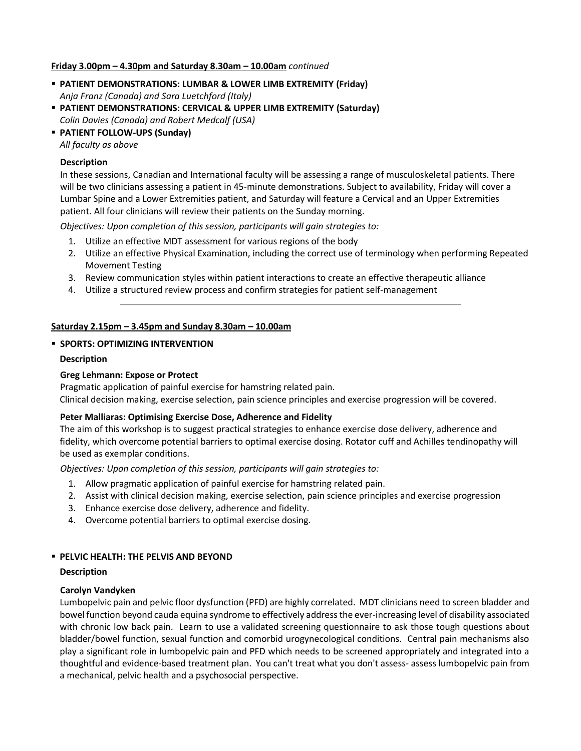**Friday 3.00pm – 4.30pm and Saturday 8.30am – 10.00am** *continued*

- **PATIENT DEMONSTRATIONS: LUMBAR & LOWER LIMB EXTREMITY (Friday)**
  *Anja Franz (Canada) and Sara Luetchford (Italy)*
- **PATIENT DEMONSTRATIONS: CERVICAL & UPPER LIMB EXTREMITY (Saturday)**
  *Colin Davies (Canada) and Robert Medcalf (USA)*
- **PATIENT FOLLOW-UPS (Sunday)**
  *All faculty as above*

**Description**

In these sessions, Canadian and International faculty will be assessing a range of musculoskeletal patients. There will be two clinicians assessing a patient in 45-minute demonstrations. Subject to availability, Friday will cover a Lumbar Spine and a Lower Extremities patient, and Saturday will feature a Cervical and an Upper Extremities patient. All four clinicians will review their patients on the Sunday morning.

*Objectives: Upon completion of this session, participants will gain strategies to:*

1. Utilize an effective MDT assessment for various regions of the body
2. Utilize an effective Physical Examination, including the correct use of terminology when performing Repeated Movement Testing
3. Review communication styles within patient interactions to create an effective therapeutic alliance
4. Utilize a structured review process and confirm strategies for patient self-management

---

**Saturday 2.15pm – 3.45pm and Sunday 8.30am – 10.00am**

- **SPORTS: OPTIMIZING INTERVENTION**

**Description**

**Greg Lehmann: Expose or Protect**

Pragmatic application of painful exercise for hamstring related pain.
Clinical decision making, exercise selection, pain science principles and exercise progression will be covered.

**Peter Malliaras: Optimising Exercise Dose, Adherence and Fidelity**

The aim of this workshop is to suggest practical strategies to enhance exercise dose delivery, adherence and fidelity, which overcome potential barriers to optimal exercise dosing. Rotator cuff and Achilles tendinopathy will be used as exemplar conditions.

*Objectives: Upon completion of this session, participants will gain strategies to:*

1. Allow pragmatic application of painful exercise for hamstring related pain.
2. Assist with clinical decision making, exercise selection, pain science principles and exercise progression
3. Enhance exercise dose delivery, adherence and fidelity.
4. Overcome potential barriers to optimal exercise dosing.

- **PELVIC HEALTH: THE PELVIS AND BEYOND**

**Description**

**Carolyn Vandyken**

Lumbopelvic pain and pelvic floor dysfunction (PFD) are highly correlated. MDT clinicians need to screen bladder and bowel function beyond cauda equina syndrome to effectively address the ever-increasing level of disability associated with chronic low back pain. Learn to use a validated screening questionnaire to ask those tough questions about bladder/bowel function, sexual function and comorbid urogynecological conditions. Central pain mechanisms also play a significant role in lumbopelvic pain and PFD which needs to be screened appropriately and integrated into a thoughtful and evidence-based treatment plan. You can't treat what you don't assess- assess lumbopelvic pain from a mechanical, pelvic health and a psychosocial perspective.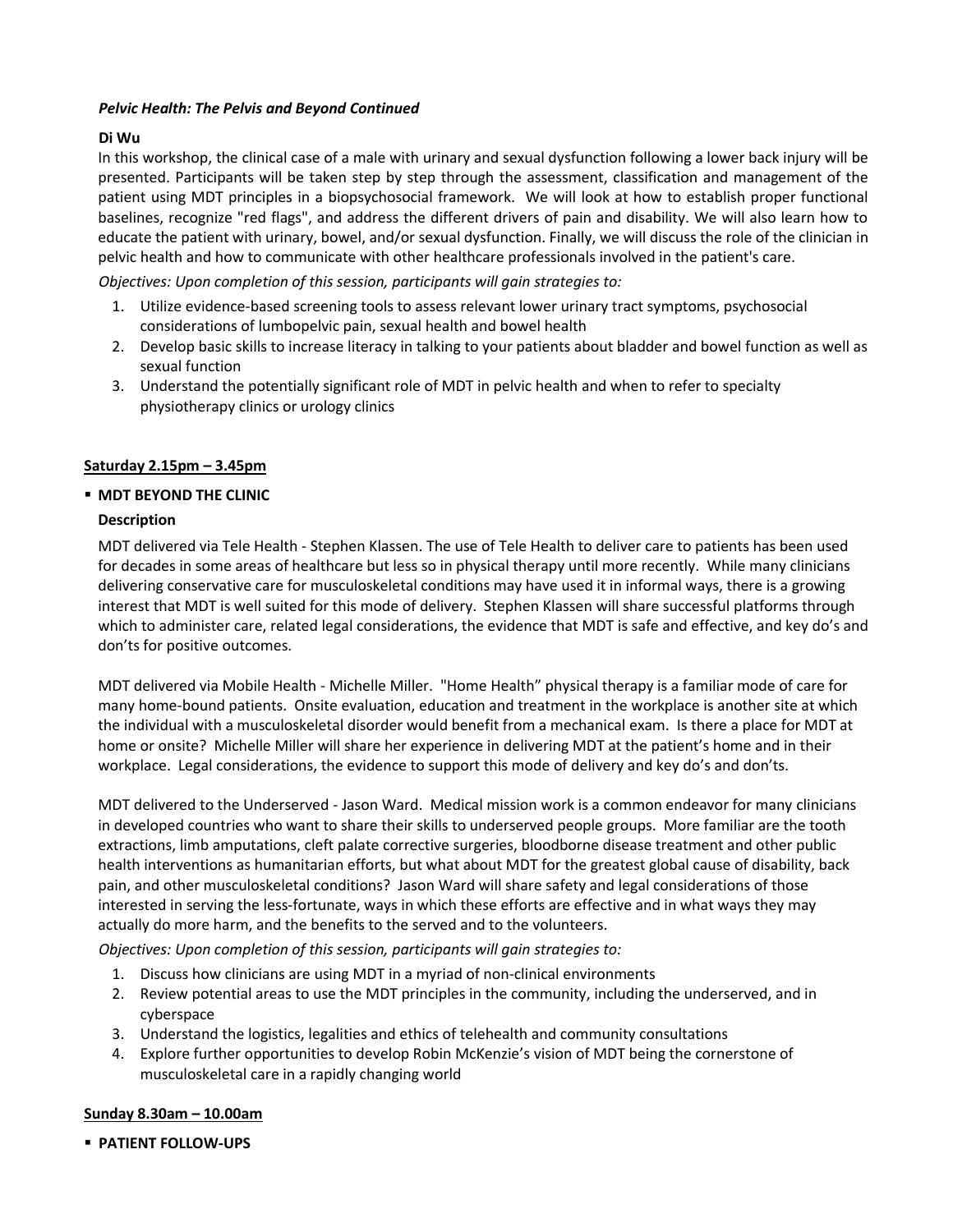***Pelvic Health: The Pelvis and Beyond Continued***

**Di Wu**

In this workshop, the clinical case of a male with urinary and sexual dysfunction following a lower back injury will be presented. Participants will be taken step by step through the assessment, classification and management of the patient using MDT principles in a biopsychosocial framework. We will look at how to establish proper functional baselines, recognize "red flags", and address the different drivers of pain and disability. We will also learn how to educate the patient with urinary, bowel, and/or sexual dysfunction. Finally, we will discuss the role of the clinician in pelvic health and how to communicate with other healthcare professionals involved in the patient's care.

*Objectives: Upon completion of this session, participants will gain strategies to:*

1. Utilize evidence-based screening tools to assess relevant lower urinary tract symptoms, psychosocial considerations of lumbopelvic pain, sexual health and bowel health
2. Develop basic skills to increase literacy in talking to your patients about bladder and bowel function as well as sexual function
3. Understand the potentially significant role of MDT in pelvic health and when to refer to specialty physiotherapy clinics or urology clinics

**Saturday 2.15pm – 3.45pm**

- **MDT BEYOND THE CLINIC**

**Description**

MDT delivered via Tele Health - Stephen Klassen. The use of Tele Health to deliver care to patients has been used for decades in some areas of healthcare but less so in physical therapy until more recently. While many clinicians delivering conservative care for musculoskeletal conditions may have used it in informal ways, there is a growing interest that MDT is well suited for this mode of delivery. Stephen Klassen will share successful platforms through which to administer care, related legal considerations, the evidence that MDT is safe and effective, and key do's and don'ts for positive outcomes.

MDT delivered via Mobile Health - Michelle Miller. "Home Health" physical therapy is a familiar mode of care for many home-bound patients. Onsite evaluation, education and treatment in the workplace is another site at which the individual with a musculoskeletal disorder would benefit from a mechanical exam. Is there a place for MDT at home or onsite? Michelle Miller will share her experience in delivering MDT at the patient's home and in their workplace. Legal considerations, the evidence to support this mode of delivery and key do's and don'ts.

MDT delivered to the Underserved - Jason Ward. Medical mission work is a common endeavor for many clinicians in developed countries who want to share their skills to underserved people groups. More familiar are the tooth extractions, limb amputations, cleft palate corrective surgeries, bloodborne disease treatment and other public health interventions as humanitarian efforts, but what about MDT for the greatest global cause of disability, back pain, and other musculoskeletal conditions? Jason Ward will share safety and legal considerations of those interested in serving the less-fortunate, ways in which these efforts are effective and in what ways they may actually do more harm, and the benefits to the served and to the volunteers.

*Objectives: Upon completion of this session, participants will gain strategies to:*

1. Discuss how clinicians are using MDT in a myriad of non-clinical environments
2. Review potential areas to use the MDT principles in the community, including the underserved, and in cyberspace
3. Understand the logistics, legalities and ethics of telehealth and community consultations
4. Explore further opportunities to develop Robin McKenzie's vision of MDT being the cornerstone of musculoskeletal care in a rapidly changing world

**Sunday 8.30am – 10.00am**

- **PATIENT FOLLOW-UPS**